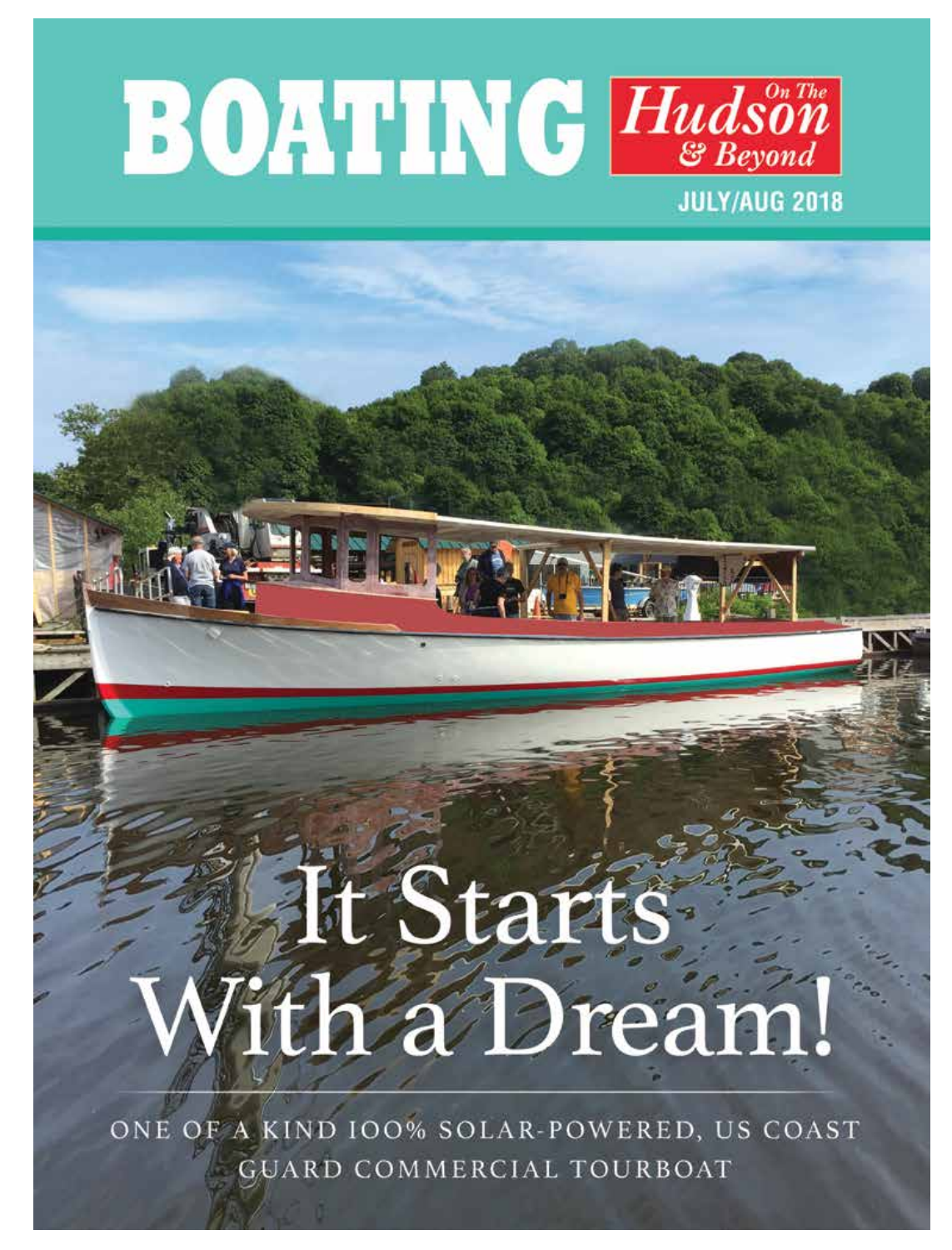# BOATING *On The Hudson & Beyond*

JULY/AUG 2018

# It Starts With a Dream!

ONE OF A KIND 100% SOLAR-POWERED, US COAST GUARD COMMERCIAL TOURBOAT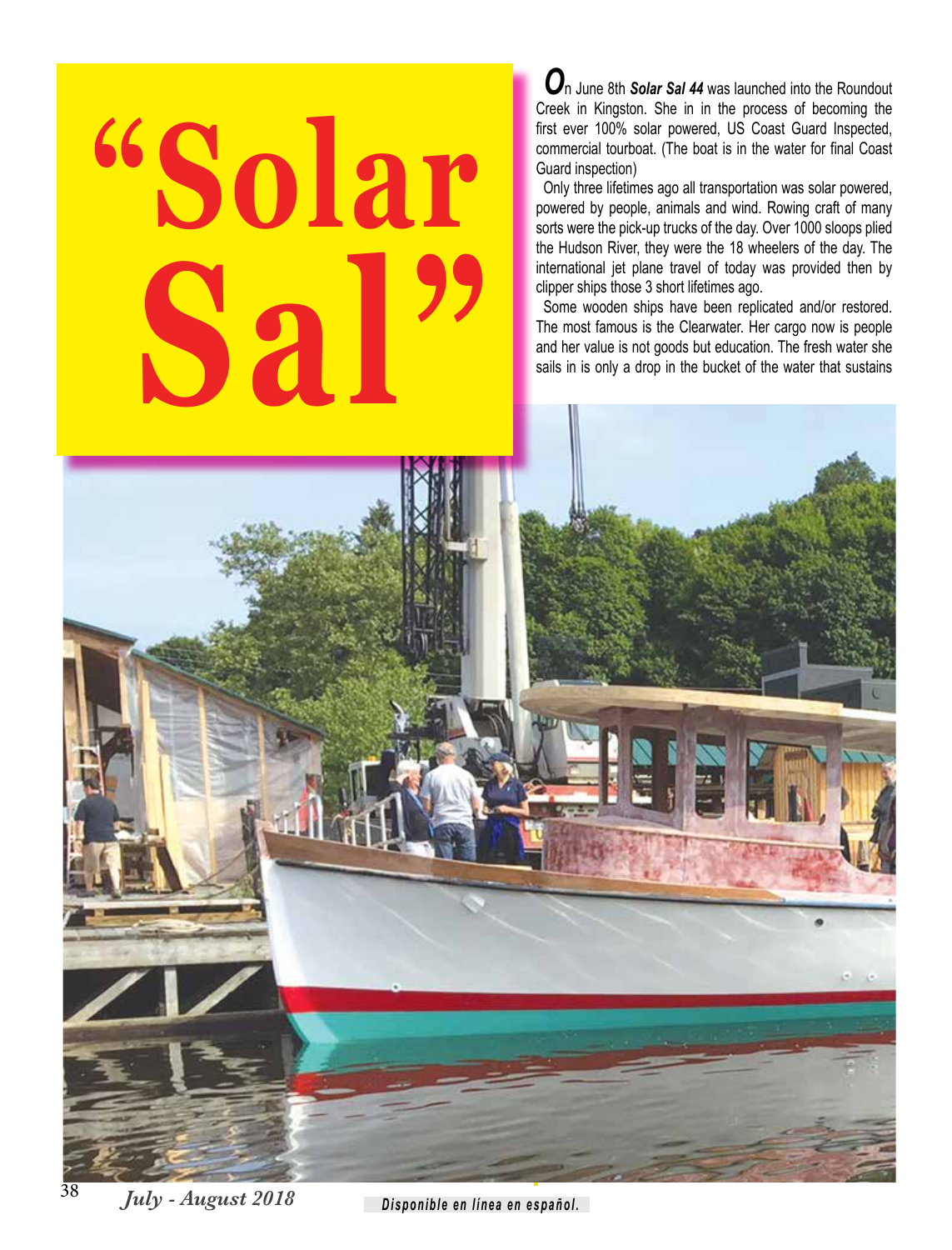# "Solar Sal"

**O**n June 8th ***Solar Sal 44*** was launched into the Roundout Creek in Kingston. She in in the process of becoming the first ever 100% solar powered, US Coast Guard Inspected, commercial tourboat. (The boat is in the water for final Coast Guard inspection)

Only three lifetimes ago all transportation was solar powered, powered by people, animals and wind. Rowing craft of many sorts were the pick-up trucks of the day. Over 1000 sloops plied the Hudson River, they were the 18 wheelers of the day. The international jet plane travel of today was provided then by clipper ships those 3 short lifetimes ago.

Some wooden ships have been replicated and/or restored. The most famous is the Clearwater. Her cargo now is people and her value is not goods but education. The fresh water she sails in is only a drop in the bucket of the water that sustains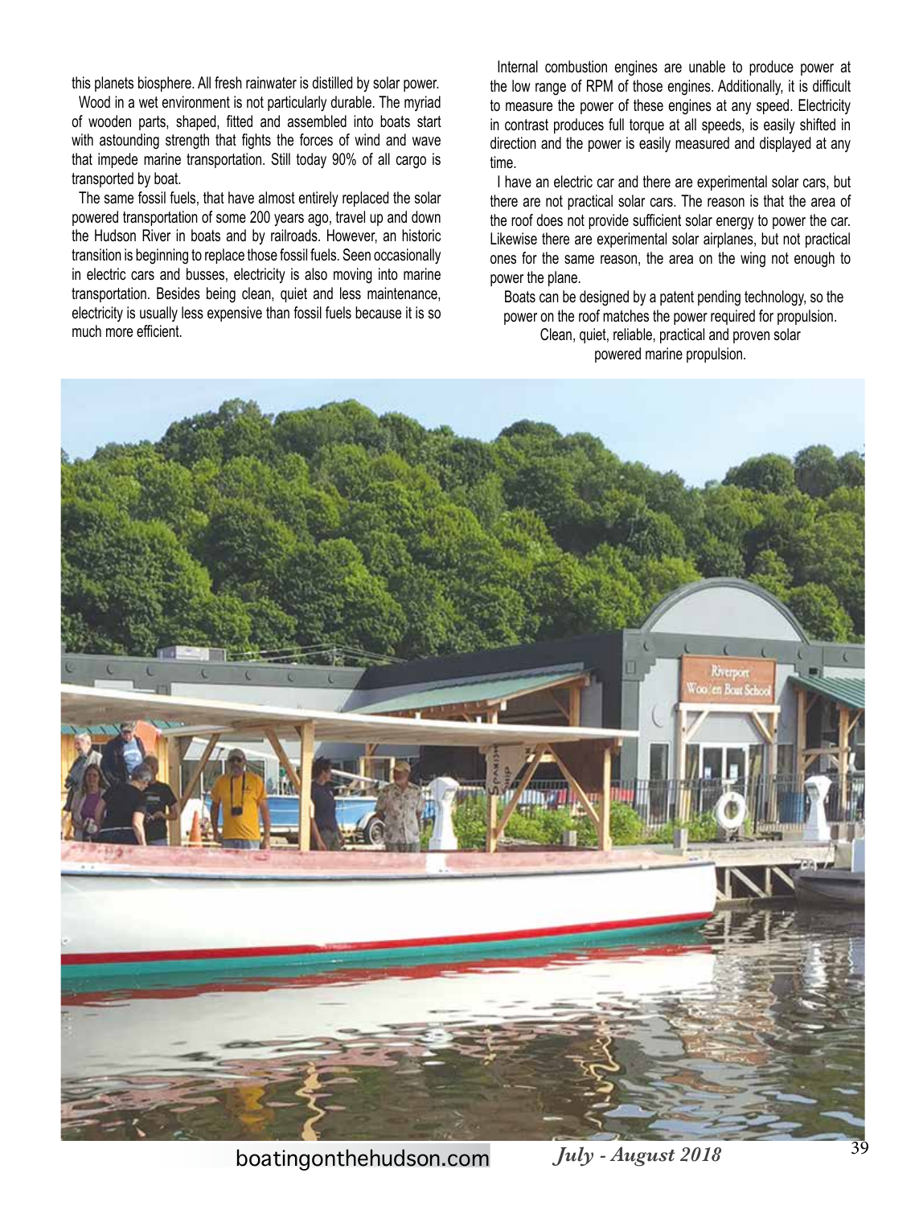this planets biosphere. All fresh rainwater is distilled by solar power.

Wood in a wet environment is not particularly durable. The myriad of wooden parts, shaped, fitted and assembled into boats start with astounding strength that fights the forces of wind and wave that impede marine transportation. Still today 90% of all cargo is transported by boat.

The same fossil fuels, that have almost entirely replaced the solar powered transportation of some 200 years ago, travel up and down the Hudson River in boats and by railroads. However, an historic transition is beginning to replace those fossil fuels. Seen occasionally in electric cars and busses, electricity is also moving into marine transportation. Besides being clean, quiet and less maintenance, electricity is usually less expensive than fossil fuels because it is so much more efficient.

Internal combustion engines are unable to produce power at the low range of RPM of those engines. Additionally, it is difficult to measure the power of these engines at any speed. Electricity in contrast produces full torque at all speeds, is easily shifted in direction and the power is easily measured and displayed at any time.

I have an electric car and there are experimental solar cars, but there are not practical solar cars. The reason is that the area of the roof does not provide sufficient solar energy to power the car. Likewise there are experimental solar airplanes, but not practical ones for the same reason, the area on the wing not enough to power the plane.

Boats can be designed by a patent pending technology, so the power on the roof matches the power required for propulsion.

Clean, quiet, reliable, practical and proven solar powered marine propulsion.